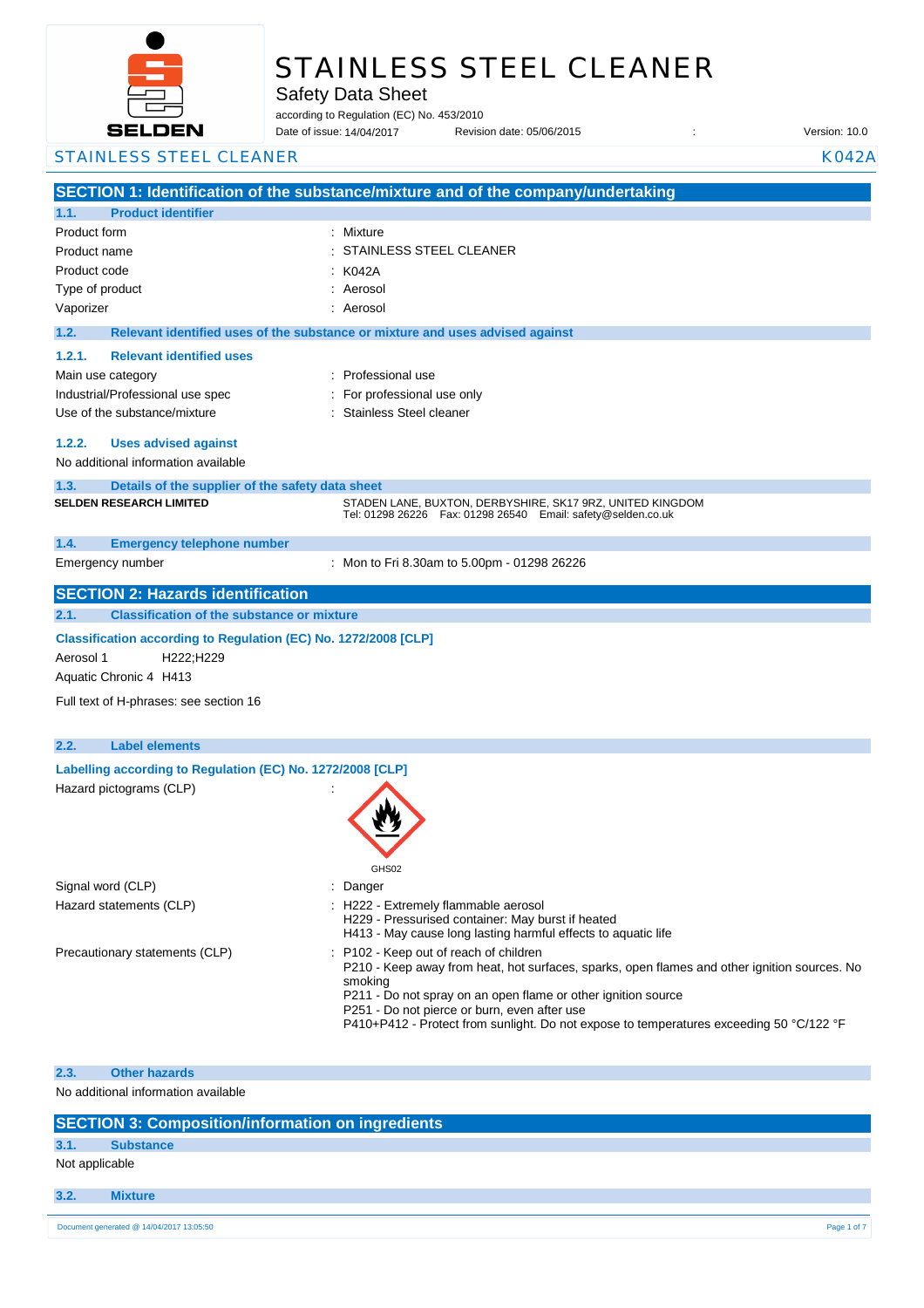# STAINLESS STEEL CLEANER

Safety Data Sheet

according to Regulation (EC) No. 453/2010

Date of issue: 14/04/2017    Revision date: 05/06/2015    :    Version: 10.0

STAINLESS STEEL CLEANER    K042A

## SECTION 1: Identification of the substance/mixture and of the company/undertaking

### 1.1. Product identifier

| | |
|---|---|
| Product form | : Mixture |
| Product name | : STAINLESS STEEL CLEANER |
| Product code | : K042A |
| Type of product | : Aerosol |
| Vaporizer | : Aerosol |

### 1.2. Relevant identified uses of the substance or mixture and uses advised against

#### 1.2.1. Relevant identified uses

| | |
|---|---|
| Main use category | : Professional use |
| Industrial/Professional use spec | : For professional use only |
| Use of the substance/mixture | : Stainless Steel cleaner |

#### 1.2.2. Uses advised against

No additional information available

### 1.3. Details of the supplier of the safety data sheet

**SELDEN RESEARCH LIMITED**

STADEN LANE, BUXTON, DERBYSHIRE, SK17 9RZ, UNITED KINGDOM
Tel: 01298 26226   Fax: 01298 26540   Email: safety@selden.co.uk

### 1.4. Emergency telephone number

| | |
|---|---|
| Emergency number | : Mon to Fri 8.30am to 5.00pm - 01298 26226 |

## SECTION 2: Hazards identification

### 2.1. Classification of the substance or mixture

**Classification according to Regulation (EC) No. 1272/2008 [CLP]**

Aerosol 1 H222;H229

Aquatic Chronic 4 H413

Full text of H-phrases: see section 16

### 2.2. Label elements

**Labelling according to Regulation (EC) No. 1272/2008 [CLP]**

Hazard pictograms (CLP) :

GHS02

Signal word (CLP) : Danger

Hazard statements (CLP) :
H222 - Extremely flammable aerosol
H229 - Pressurised container: May burst if heated
H413 - May cause long lasting harmful effects to aquatic life

Precautionary statements (CLP) :
P102 - Keep out of reach of children
P210 - Keep away from heat, hot surfaces, sparks, open flames and other ignition sources. No smoking
P211 - Do not spray on an open flame or other ignition source
P251 - Do not pierce or burn, even after use
P410+P412 - Protect from sunlight. Do not expose to temperatures exceeding 50 °C/122 °F

### 2.3. Other hazards

No additional information available

## SECTION 3: Composition/information on ingredients

### 3.1. Substance

Not applicable

### 3.2. Mixture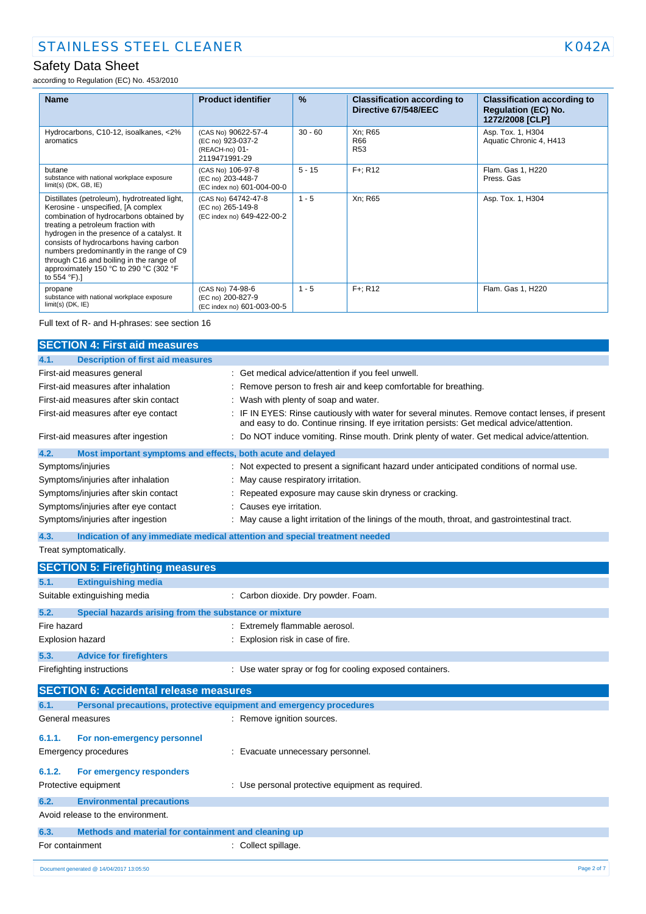| Name | Product identifier | % | Classification according to Directive 67/548/EEC | Classification according to Regulation (EC) No. 1272/2008 [CLP] |
|---|---|---|---|---|
| Hydrocarbons, C10-12, isoalkanes, <2% aromatics | (CAS No) 90622-57-4<br>(EC no) 923-037-2<br>(REACH-no) 01-2119471991-29 | 30 - 60 | Xn; R65<br>R66<br>R53 | Asp. Tox. 1, H304<br>Aquatic Chronic 4, H413 |
| butane<br>substance with national workplace exposure limit(s) (DK, GB, IE) | (CAS No) 106-97-8<br>(EC no) 203-448-7<br>(EC index no) 601-004-00-0 | 5 - 15 | F+; R12 | Flam. Gas 1, H220<br>Press. Gas |
| Distillates (petroleum), hydrotreated light, Kerosine - unspecified, [A complex combination of hydrocarbons obtained by treating a petroleum fraction with hydrogen in the presence of a catalyst. It consists of hydrocarbons having carbon numbers predominantly in the range of C9 through C16 and boiling in the range of approximately 150 °C to 290 °C (302 °F to 554 °F).] | (CAS No) 64742-47-8<br>(EC no) 265-149-8<br>(EC index no) 649-422-00-2 | 1 - 5 | Xn; R65 | Asp. Tox. 1, H304 |
| propane<br>substance with national workplace exposure limit(s) (DK, IE) | (CAS No) 74-98-6<br>(EC no) 200-827-9<br>(EC index no) 601-003-00-5 | 1 - 5 | F+; R12 | Flam. Gas 1, H220 |

Full text of R- and H-phrases: see section 16

## SECTION 4: First aid measures

### 4.1. Description of first aid measures

First-aid measures general : Get medical advice/attention if you feel unwell.

First-aid measures after inhalation : Remove person to fresh air and keep comfortable for breathing.

First-aid measures after skin contact : Wash with plenty of soap and water.

First-aid measures after eye contact : IF IN EYES: Rinse cautiously with water for several minutes. Remove contact lenses, if present and easy to do. Continue rinsing. If eye irritation persists: Get medical advice/attention.

First-aid measures after ingestion : Do NOT induce vomiting. Rinse mouth. Drink plenty of water. Get medical advice/attention.

### 4.2. Most important symptoms and effects, both acute and delayed

Symptoms/injuries : Not expected to present a significant hazard under anticipated conditions of normal use.

Symptoms/injuries after inhalation : May cause respiratory irritation.

Symptoms/injuries after skin contact : Repeated exposure may cause skin dryness or cracking.

Symptoms/injuries after eye contact : Causes eye irritation.

Symptoms/injuries after ingestion : May cause a light irritation of the linings of the mouth, throat, and gastrointestinal tract.

### 4.3. Indication of any immediate medical attention and special treatment needed

Treat symptomatically.

## SECTION 5: Firefighting measures

### 5.1. Extinguishing media

Suitable extinguishing media : Carbon dioxide. Dry powder. Foam.

### 5.2. Special hazards arising from the substance or mixture

Fire hazard : Extremely flammable aerosol.

Explosion hazard : Explosion risk in case of fire.

### 5.3. Advice for firefighters

Firefighting instructions : Use water spray or fog for cooling exposed containers.

## SECTION 6: Accidental release measures

### 6.1. Personal precautions, protective equipment and emergency procedures

General measures : Remove ignition sources.

#### 6.1.1. For non-emergency personnel

Emergency procedures : Evacuate unnecessary personnel.

#### 6.1.2. For emergency responders

Protective equipment : Use personal protective equipment as required.

### 6.2. Environmental precautions

Avoid release to the environment.

### 6.3. Methods and material for containment and cleaning up

For containment : Collect spillage.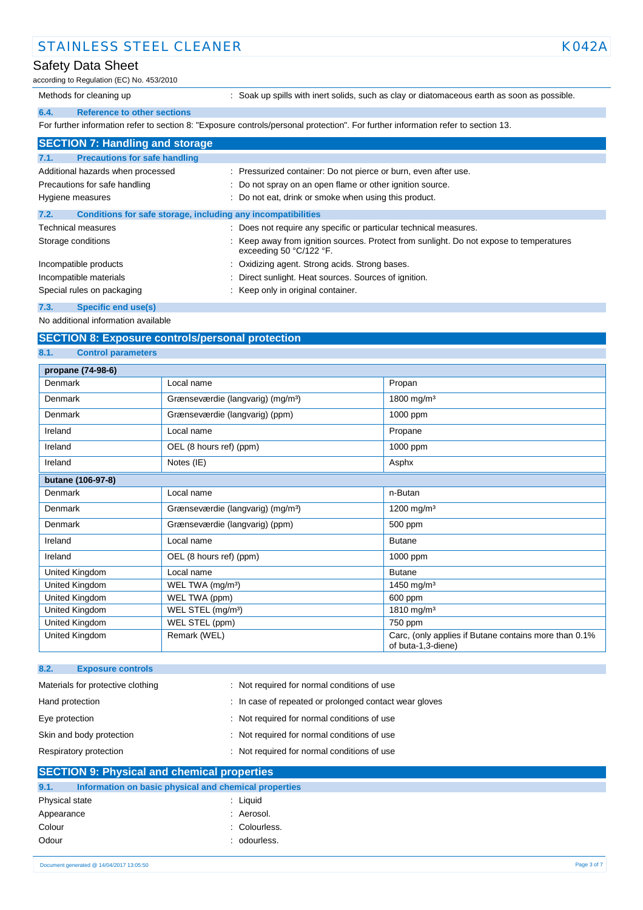| | |
|---|---|
| Methods for cleaning up | : Soak up spills with inert solids, such as clay or diatomaceous earth as soon as possible. |

### 6.4. Reference to other sections

For further information refer to section 8: "Exposure controls/personal protection". For further information refer to section 13.

## SECTION 7: Handling and storage

### 7.1. Precautions for safe handling

| | |
|---|---|
| Additional hazards when processed | : Pressurized container: Do not pierce or burn, even after use. |
| Precautions for safe handling | : Do not spray on an open flame or other ignition source. |
| Hygiene measures | : Do not eat, drink or smoke when using this product. |

### 7.2. Conditions for safe storage, including any incompatibilities

| | |
|---|---|
| Technical measures | : Does not require any specific or particular technical measures. |
| Storage conditions | : Keep away from ignition sources. Protect from sunlight. Do not expose to temperatures exceeding 50 °C/122 °F. |
| Incompatible products | : Oxidizing agent. Strong acids. Strong bases. |
| Incompatible materials | : Direct sunlight. Heat sources. Sources of ignition. |
| Special rules on packaging | : Keep only in original container. |

### 7.3. Specific end use(s)

No additional information available

## SECTION 8: Exposure controls/personal protection

### 8.1. Control parameters

| **propane (74-98-6)** | | |
|---|---|---|
| Denmark | Local name | Propan |
| Denmark | Grænseværdie (langvarig) (mg/m³) | 1800 mg/m³ |
| Denmark | Grænseværdie (langvarig) (ppm) | 1000 ppm |
| Ireland | Local name | Propane |
| Ireland | OEL (8 hours ref) (ppm) | 1000 ppm |
| Ireland | Notes (IE) | Asphx |
| **butane (106-97-8)** | | |
| Denmark | Local name | n-Butan |
| Denmark | Grænseværdie (langvarig) (mg/m³) | 1200 mg/m³ |
| Denmark | Grænseværdie (langvarig) (ppm) | 500 ppm |
| Ireland | Local name | Butane |
| Ireland | OEL (8 hours ref) (ppm) | 1000 ppm |
| United Kingdom | Local name | Butane |
| United Kingdom | WEL TWA (mg/m³) | 1450 mg/m³ |
| United Kingdom | WEL TWA (ppm) | 600 ppm |
| United Kingdom | WEL STEL (mg/m³) | 1810 mg/m³ |
| United Kingdom | WEL STEL (ppm) | 750 ppm |
| United Kingdom | Remark (WEL) | Carc, (only applies if Butane contains more than 0.1% of buta-1,3-diene) |

### 8.2. Exposure controls

| | |
|---|---|
| Materials for protective clothing | : Not required for normal conditions of use |
| Hand protection | : In case of repeated or prolonged contact wear gloves |
| Eye protection | : Not required for normal conditions of use |
| Skin and body protection | : Not required for normal conditions of use |
| Respiratory protection | : Not required for normal conditions of use |

## SECTION 9: Physical and chemical properties

### 9.1. Information on basic physical and chemical properties

| | |
|---|---|
| Physical state | : Liquid |
| Appearance | : Aerosol. |
| Colour | : Colourless. |
| Odour | : odourless. |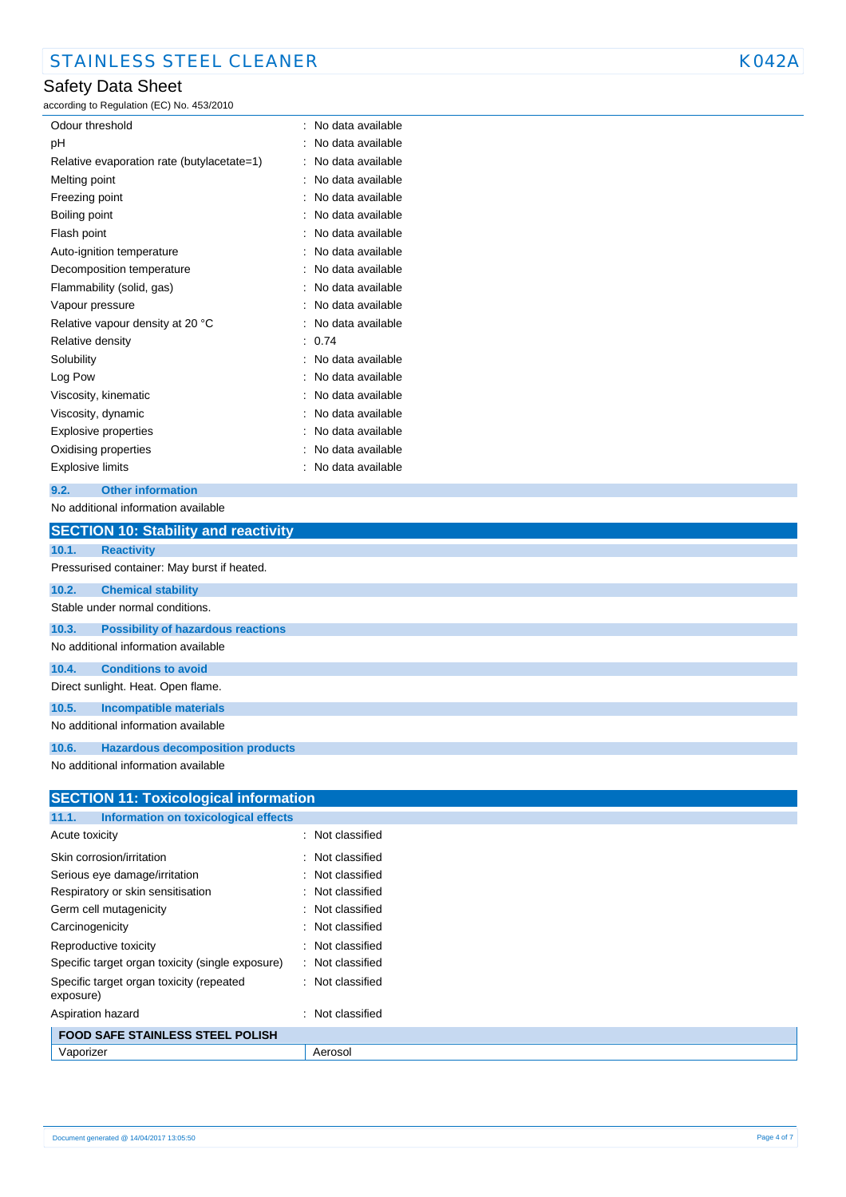| | |
|---|---|
| Odour threshold | : No data available |
| pH | : No data available |
| Relative evaporation rate (butylacetate=1) | : No data available |
| Melting point | : No data available |
| Freezing point | : No data available |
| Boiling point | : No data available |
| Flash point | : No data available |
| Auto-ignition temperature | : No data available |
| Decomposition temperature | : No data available |
| Flammability (solid, gas) | : No data available |
| Vapour pressure | : No data available |
| Relative vapour density at 20 °C | : No data available |
| Relative density | : 0.74 |
| Solubility | : No data available |
| Log Pow | : No data available |
| Viscosity, kinematic | : No data available |
| Viscosity, dynamic | : No data available |
| Explosive properties | : No data available |
| Oxidising properties | : No data available |
| Explosive limits | : No data available |

### 9.2. Other information

No additional information available

## SECTION 10: Stability and reactivity

### 10.1. Reactivity

Pressurised container: May burst if heated.

### 10.2. Chemical stability

Stable under normal conditions.

### 10.3. Possibility of hazardous reactions

No additional information available

### 10.4. Conditions to avoid

Direct sunlight. Heat. Open flame.

### 10.5. Incompatible materials

No additional information available

### 10.6. Hazardous decomposition products

No additional information available

## SECTION 11: Toxicological information

### 11.1. Information on toxicological effects

| | |
|---|---|
| Acute toxicity | : Not classified |
| Skin corrosion/irritation | : Not classified |
| Serious eye damage/irritation | : Not classified |
| Respiratory or skin sensitisation | : Not classified |
| Germ cell mutagenicity | : Not classified |
| Carcinogenicity | : Not classified |
| Reproductive toxicity | : Not classified |
| Specific target organ toxicity (single exposure) | : Not classified |
| Specific target organ toxicity (repeated exposure) | : Not classified |
| Aspiration hazard | : Not classified |

| FOOD SAFE STAINLESS STEEL POLISH | |
|---|---|
| Vaporizer | Aerosol |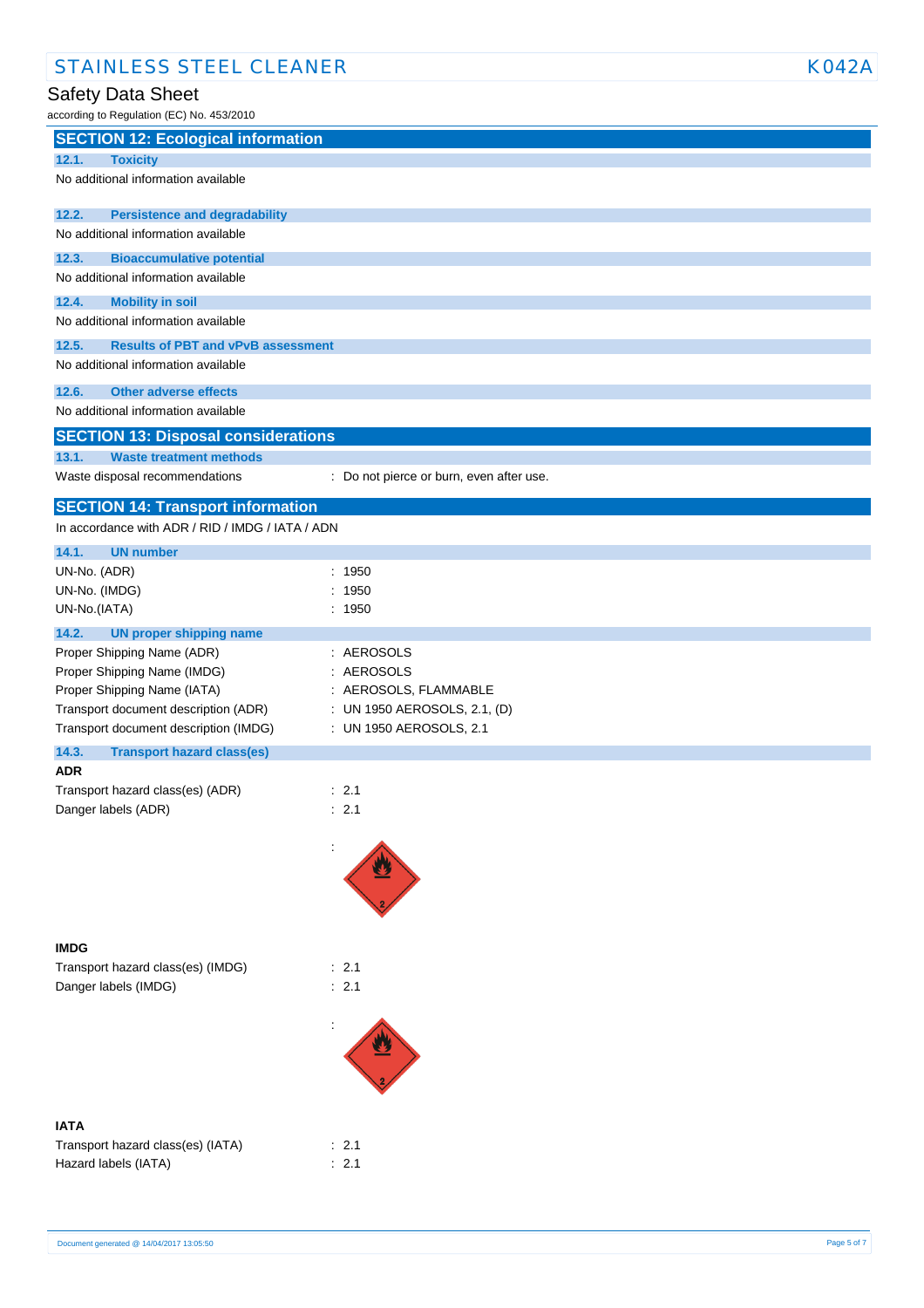## SECTION 12: Ecological information

### 12.1. Toxicity

No additional information available

### 12.2. Persistence and degradability

No additional information available

### 12.3. Bioaccumulative potential

No additional information available

### 12.4. Mobility in soil

No additional information available

### 12.5. Results of PBT and vPvB assessment

No additional information available

### 12.6. Other adverse effects

No additional information available

## SECTION 13: Disposal considerations

### 13.1. Waste treatment methods

Waste disposal recommendations : Do not pierce or burn, even after use.

## SECTION 14: Transport information

In accordance with ADR / RID / IMDG / IATA / ADN

### 14.1. UN number

UN-No. (ADR) : 1950

UN-No. (IMDG) : 1950

UN-No.(IATA) : 1950

### 14.2. UN proper shipping name

Proper Shipping Name (ADR) : AEROSOLS

Proper Shipping Name (IMDG) : AEROSOLS

Proper Shipping Name (IATA) : AEROSOLS, FLAMMABLE

Transport document description (ADR) : UN 1950 AEROSOLS, 2.1, (D)

Transport document description (IMDG) : UN 1950 AEROSOLS, 2.1

### 14.3. Transport hazard class(es)

**ADR**

Transport hazard class(es) (ADR) : 2.1

Danger labels (ADR) : 2.1

:

**IMDG**

Transport hazard class(es) (IMDG) : 2.1

Danger labels (IMDG) : 2.1

:

**IATA**

Transport hazard class(es) (IATA) : 2.1

Hazard labels (IATA) : 2.1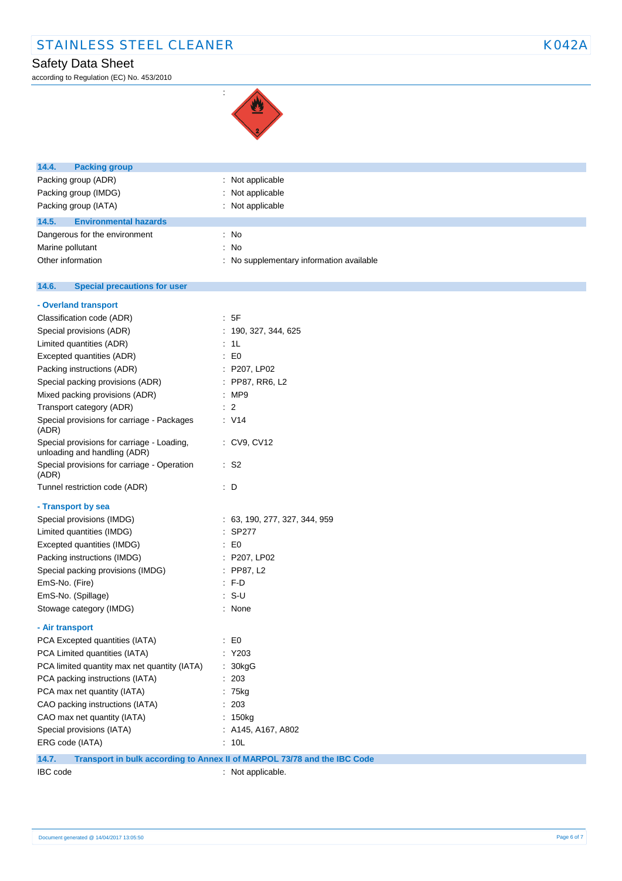:

## 14.4. Packing group

| | |
|---|---|
| Packing group (ADR) | : Not applicable |
| Packing group (IMDG) | : Not applicable |
| Packing group (IATA) | : Not applicable |

## 14.5. Environmental hazards

| | |
|---|---|
| Dangerous for the environment | : No |
| Marine pollutant | : No |
| Other information | : No supplementary information available |

## 14.6. Special precautions for user

**- Overland transport**

| | |
|---|---|
| Classification code (ADR) | : 5F |
| Special provisions (ADR) | : 190, 327, 344, 625 |
| Limited quantities (ADR) | : 1L |
| Excepted quantities (ADR) | : E0 |
| Packing instructions (ADR) | : P207, LP02 |
| Special packing provisions (ADR) | : PP87, RR6, L2 |
| Mixed packing provisions (ADR) | : MP9 |
| Transport category (ADR) | : 2 |
| Special provisions for carriage - Packages (ADR) | : V14 |
| Special provisions for carriage - Loading, unloading and handling (ADR) | : CV9, CV12 |
| Special provisions for carriage - Operation (ADR) | : S2 |
| Tunnel restriction code (ADR) | : D |

**- Transport by sea**

| | |
|---|---|
| Special provisions (IMDG) | : 63, 190, 277, 327, 344, 959 |
| Limited quantities (IMDG) | : SP277 |
| Excepted quantities (IMDG) | : E0 |
| Packing instructions (IMDG) | : P207, LP02 |
| Special packing provisions (IMDG) | : PP87, L2 |
| EmS-No. (Fire) | : F-D |
| EmS-No. (Spillage) | : S-U |
| Stowage category (IMDG) | : None |

**- Air transport**

| | |
|---|---|
| PCA Excepted quantities (IATA) | : E0 |
| PCA Limited quantities (IATA) | : Y203 |
| PCA limited quantity max net quantity (IATA) | : 30kgG |
| PCA packing instructions (IATA) | : 203 |
| PCA max net quantity (IATA) | : 75kg |
| CAO packing instructions (IATA) | : 203 |
| CAO max net quantity (IATA) | : 150kg |
| Special provisions (IATA) | : A145, A167, A802 |
| ERG code (IATA) | : 10L |

## 14.7. Transport in bulk according to Annex II of MARPOL 73/78 and the IBC Code

| | |
|---|---|
| IBC code | : Not applicable. |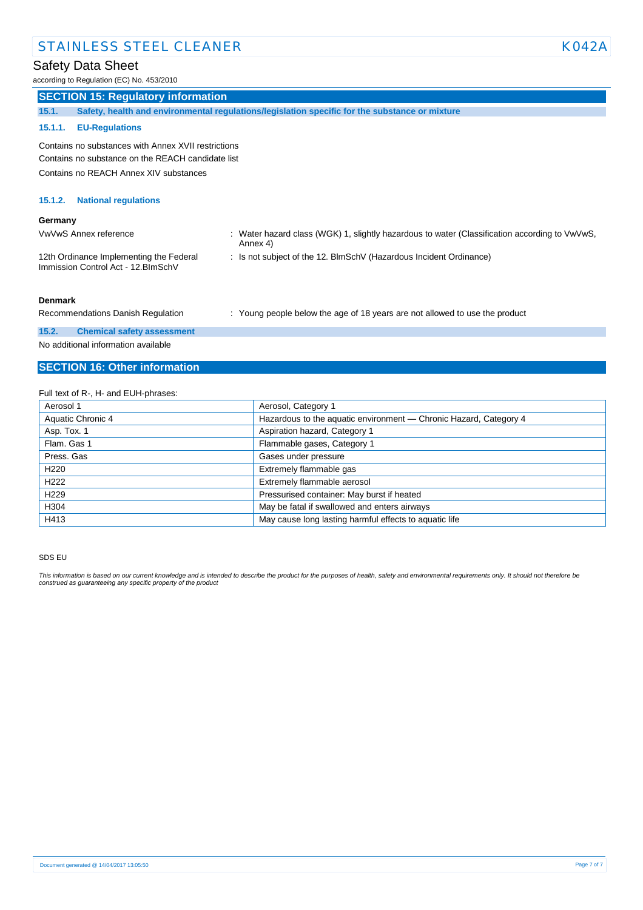## SECTION 15: Regulatory information

### 15.1. Safety, health and environmental regulations/legislation specific for the substance or mixture

#### 15.1.1. EU-Regulations

Contains no substances with Annex XVII restrictions
Contains no substance on the REACH candidate list
Contains no REACH Annex XIV substances

#### 15.1.2. National regulations

**Germany**

| | |
|---|---|
| VwVwS Annex reference | : Water hazard class (WGK) 1, slightly hazardous to water (Classification according to VwVwS, Annex 4) |
| 12th Ordinance Implementing the Federal Immission Control Act - 12.BImSchV | : Is not subject of the 12. BlmSchV (Hazardous Incident Ordinance) |

**Denmark**

| | |
|---|---|
| Recommendations Danish Regulation | : Young people below the age of 18 years are not allowed to use the product |

### 15.2. Chemical safety assessment

No additional information available

## SECTION 16: Other information

Full text of R-, H- and EUH-phrases:

| | |
|---|---|
| Aerosol 1 | Aerosol, Category 1 |
| Aquatic Chronic 4 | Hazardous to the aquatic environment — Chronic Hazard, Category 4 |
| Asp. Tox. 1 | Aspiration hazard, Category 1 |
| Flam. Gas 1 | Flammable gases, Category 1 |
| Press. Gas | Gases under pressure |
| H220 | Extremely flammable gas |
| H222 | Extremely flammable aerosol |
| H229 | Pressurised container: May burst if heated |
| H304 | May be fatal if swallowed and enters airways |
| H413 | May cause long lasting harmful effects to aquatic life |

SDS EU

*This information is based on our current knowledge and is intended to describe the product for the purposes of health, safety and environmental requirements only. It should not therefore be construed as guaranteeing any specific property of the product*